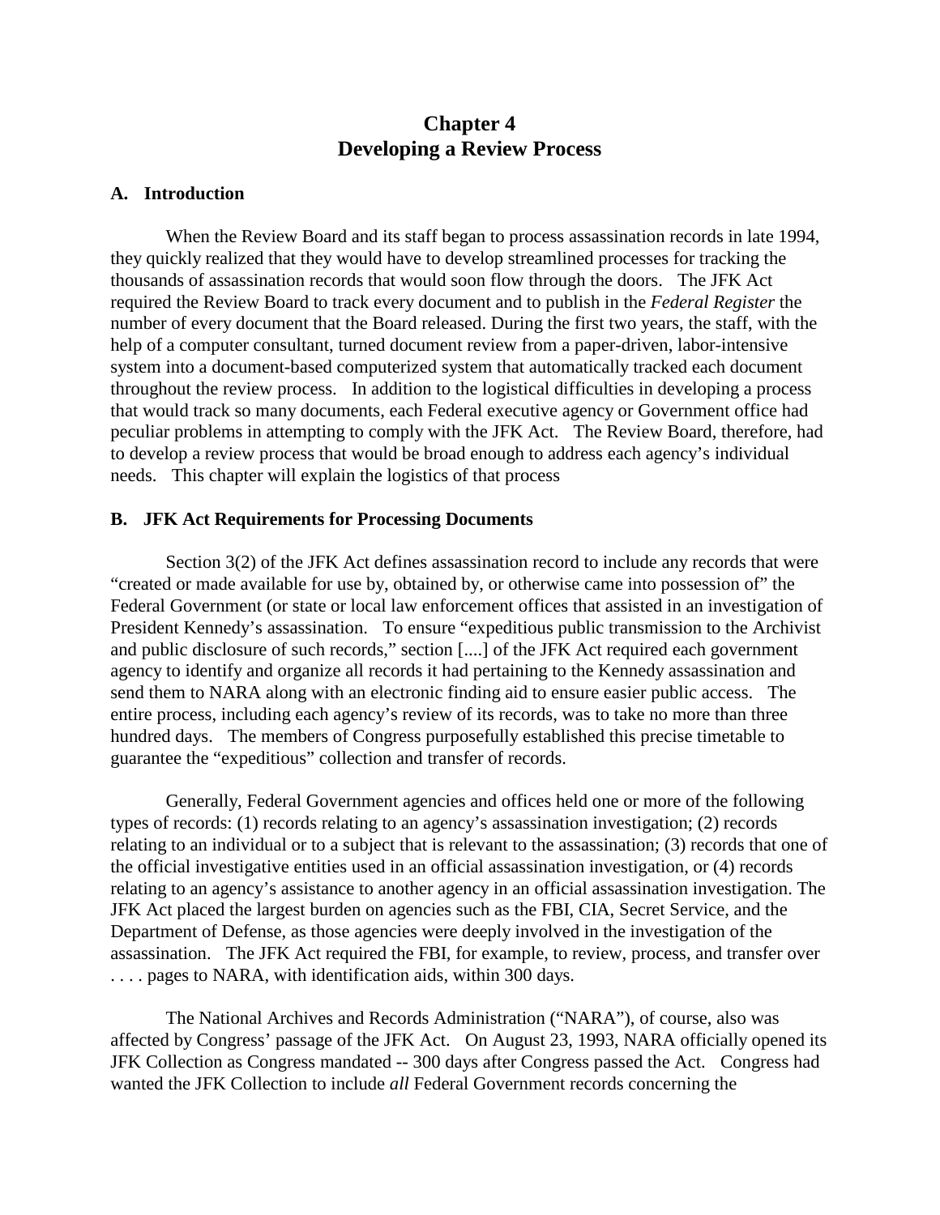# Chapter 4
# Developing a Review Process

## A. Introduction

When the Review Board and its staff began to process assassination records in late 1994, they quickly realized that they would have to develop streamlined processes for tracking the thousands of assassination records that would soon flow through the doors. The JFK Act required the Review Board to track every document and to publish in the *Federal Register* the number of every document that the Board released. During the first two years, the staff, with the help of a computer consultant, turned document review from a paper-driven, labor-intensive system into a document-based computerized system that automatically tracked each document throughout the review process. In addition to the logistical difficulties in developing a process that would track so many documents, each Federal executive agency or Government office had peculiar problems in attempting to comply with the JFK Act. The Review Board, therefore, had to develop a review process that would be broad enough to address each agency's individual needs. This chapter will explain the logistics of that process

## B. JFK Act Requirements for Processing Documents

Section 3(2) of the JFK Act defines assassination record to include any records that were "created or made available for use by, obtained by, or otherwise came into possession of" the Federal Government (or state or local law enforcement offices that assisted in an investigation of President Kennedy's assassination. To ensure "expeditious public transmission to the Archivist and public disclosure of such records," section [....] of the JFK Act required each government agency to identify and organize all records it had pertaining to the Kennedy assassination and send them to NARA along with an electronic finding aid to ensure easier public access. The entire process, including each agency's review of its records, was to take no more than three hundred days. The members of Congress purposefully established this precise timetable to guarantee the "expeditious" collection and transfer of records.

Generally, Federal Government agencies and offices held one or more of the following types of records: (1) records relating to an agency's assassination investigation; (2) records relating to an individual or to a subject that is relevant to the assassination; (3) records that one of the official investigative entities used in an official assassination investigation, or (4) records relating to an agency's assistance to another agency in an official assassination investigation. The JFK Act placed the largest burden on agencies such as the FBI, CIA, Secret Service, and the Department of Defense, as those agencies were deeply involved in the investigation of the assassination. The JFK Act required the FBI, for example, to review, process, and transfer over . . . . pages to NARA, with identification aids, within 300 days.

The National Archives and Records Administration ("NARA"), of course, also was affected by Congress' passage of the JFK Act. On August 23, 1993, NARA officially opened its JFK Collection as Congress mandated -- 300 days after Congress passed the Act. Congress had wanted the JFK Collection to include *all* Federal Government records concerning the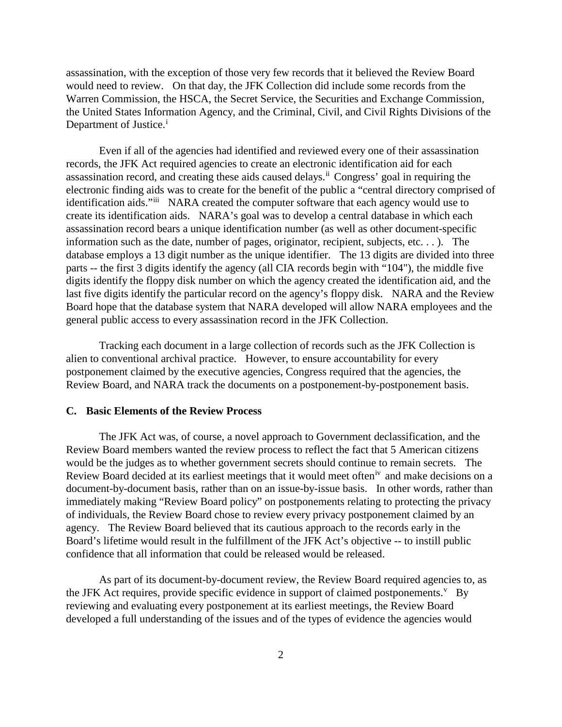assassination, with the exception of those very few records that it believed the Review Board would need to review. On that day, the JFK Collection did include some records from the Warren Commission, the HSCA, the Secret Service, the Securities and Exchange Commission, the United States Information Agency, and the Criminal, Civil, and Civil Rights Divisions of the Department of Justice.[i]

Even if all of the agencies had identified and reviewed every one of their assassination records, the JFK Act required agencies to create an electronic identification aid for each assassination record, and creating these aids caused delays.[ii] Congress' goal in requiring the electronic finding aids was to create for the benefit of the public a "central directory comprised of identification aids."[iii] NARA created the computer software that each agency would use to create its identification aids. NARA's goal was to develop a central database in which each assassination record bears a unique identification number (as well as other document-specific information such as the date, number of pages, originator, recipient, subjects, etc. . . ). The database employs a 13 digit number as the unique identifier. The 13 digits are divided into three parts -- the first 3 digits identify the agency (all CIA records begin with "104"), the middle five digits identify the floppy disk number on which the agency created the identification aid, and the last five digits identify the particular record on the agency's floppy disk. NARA and the Review Board hope that the database system that NARA developed will allow NARA employees and the general public access to every assassination record in the JFK Collection.

Tracking each document in a large collection of records such as the JFK Collection is alien to conventional archival practice. However, to ensure accountability for every postponement claimed by the executive agencies, Congress required that the agencies, the Review Board, and NARA track the documents on a postponement-by-postponement basis.

### C. Basic Elements of the Review Process

The JFK Act was, of course, a novel approach to Government declassification, and the Review Board members wanted the review process to reflect the fact that 5 American citizens would be the judges as to whether government secrets should continue to remain secrets. The Review Board decided at its earliest meetings that it would meet often[iv] and make decisions on a document-by-document basis, rather than on an issue-by-issue basis. In other words, rather than immediately making "Review Board policy" on postponements relating to protecting the privacy of individuals, the Review Board chose to review every privacy postponement claimed by an agency. The Review Board believed that its cautious approach to the records early in the Board's lifetime would result in the fulfillment of the JFK Act's objective -- to instill public confidence that all information that could be released would be released.

As part of its document-by-document review, the Review Board required agencies to, as the JFK Act requires, provide specific evidence in support of claimed postponements.[v] By reviewing and evaluating every postponement at its earliest meetings, the Review Board developed a full understanding of the issues and of the types of evidence the agencies would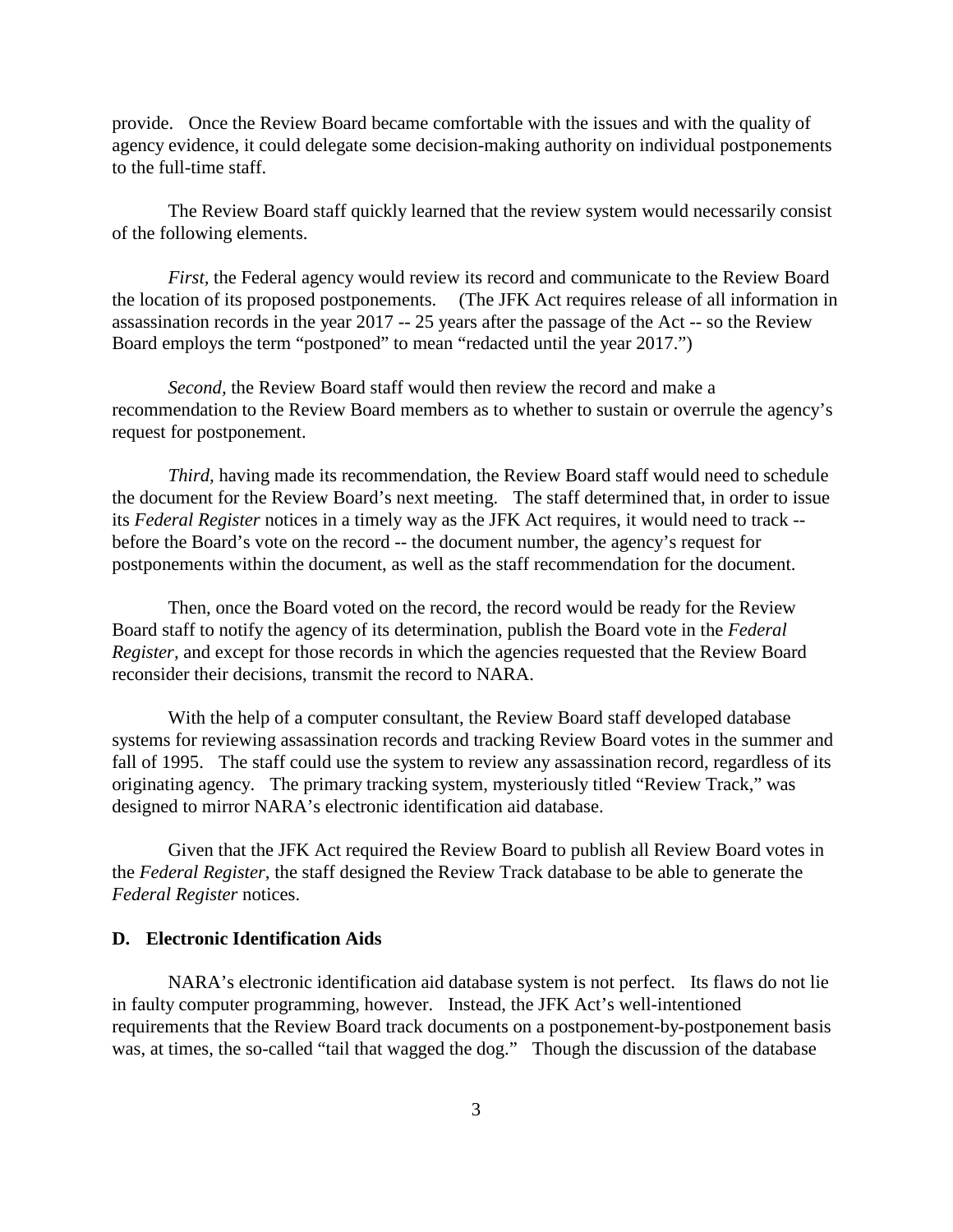provide. Once the Review Board became comfortable with the issues and with the quality of agency evidence, it could delegate some decision-making authority on individual postponements to the full-time staff.

The Review Board staff quickly learned that the review system would necessarily consist of the following elements.

*First*, the Federal agency would review its record and communicate to the Review Board the location of its proposed postponements. (The JFK Act requires release of all information in assassination records in the year 2017 -- 25 years after the passage of the Act -- so the Review Board employs the term "postponed" to mean "redacted until the year 2017.")

*Second*, the Review Board staff would then review the record and make a recommendation to the Review Board members as to whether to sustain or overrule the agency's request for postponement.

*Third*, having made its recommendation, the Review Board staff would need to schedule the document for the Review Board's next meeting. The staff determined that, in order to issue its *Federal Register* notices in a timely way as the JFK Act requires, it would need to track -- before the Board's vote on the record -- the document number, the agency's request for postponements within the document, as well as the staff recommendation for the document.

Then, once the Board voted on the record, the record would be ready for the Review Board staff to notify the agency of its determination, publish the Board vote in the *Federal Register*, and except for those records in which the agencies requested that the Review Board reconsider their decisions, transmit the record to NARA.

With the help of a computer consultant, the Review Board staff developed database systems for reviewing assassination records and tracking Review Board votes in the summer and fall of 1995. The staff could use the system to review any assassination record, regardless of its originating agency. The primary tracking system, mysteriously titled "Review Track," was designed to mirror NARA's electronic identification aid database.

Given that the JFK Act required the Review Board to publish all Review Board votes in the *Federal Register*, the staff designed the Review Track database to be able to generate the *Federal Register* notices.

### D. Electronic Identification Aids

NARA's electronic identification aid database system is not perfect. Its flaws do not lie in faulty computer programming, however. Instead, the JFK Act's well-intentioned requirements that the Review Board track documents on a postponement-by-postponement basis was, at times, the so-called "tail that wagged the dog." Though the discussion of the database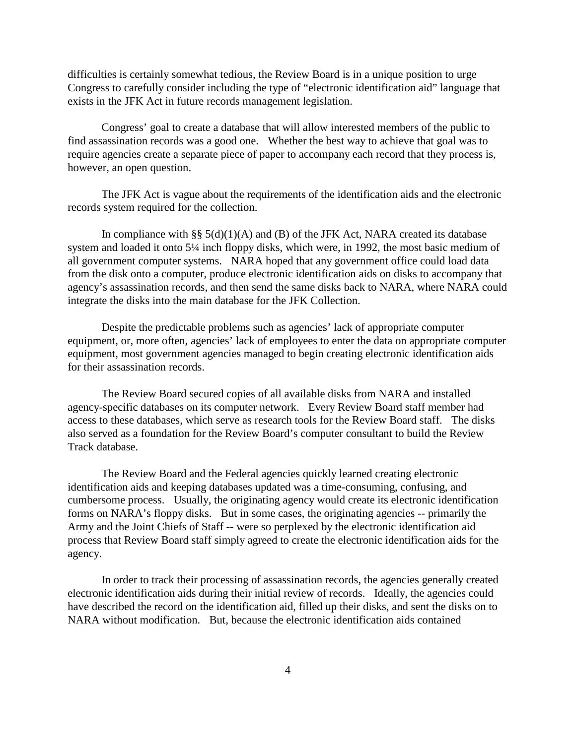difficulties is certainly somewhat tedious, the Review Board is in a unique position to urge Congress to carefully consider including the type of "electronic identification aid" language that exists in the JFK Act in future records management legislation.

Congress' goal to create a database that will allow interested members of the public to find assassination records was a good one. Whether the best way to achieve that goal was to require agencies create a separate piece of paper to accompany each record that they process is, however, an open question.

The JFK Act is vague about the requirements of the identification aids and the electronic records system required for the collection.

In compliance with §§ 5(d)(1)(A) and (B) of the JFK Act, NARA created its database system and loaded it onto 5¼ inch floppy disks, which were, in 1992, the most basic medium of all government computer systems. NARA hoped that any government office could load data from the disk onto a computer, produce electronic identification aids on disks to accompany that agency's assassination records, and then send the same disks back to NARA, where NARA could integrate the disks into the main database for the JFK Collection.

Despite the predictable problems such as agencies' lack of appropriate computer equipment, or, more often, agencies' lack of employees to enter the data on appropriate computer equipment, most government agencies managed to begin creating electronic identification aids for their assassination records.

The Review Board secured copies of all available disks from NARA and installed agency-specific databases on its computer network. Every Review Board staff member had access to these databases, which serve as research tools for the Review Board staff. The disks also served as a foundation for the Review Board's computer consultant to build the Review Track database.

The Review Board and the Federal agencies quickly learned creating electronic identification aids and keeping databases updated was a time-consuming, confusing, and cumbersome process. Usually, the originating agency would create its electronic identification forms on NARA's floppy disks. But in some cases, the originating agencies -- primarily the Army and the Joint Chiefs of Staff -- were so perplexed by the electronic identification aid process that Review Board staff simply agreed to create the electronic identification aids for the agency.

In order to track their processing of assassination records, the agencies generally created electronic identification aids during their initial review of records. Ideally, the agencies could have described the record on the identification aid, filled up their disks, and sent the disks on to NARA without modification. But, because the electronic identification aids contained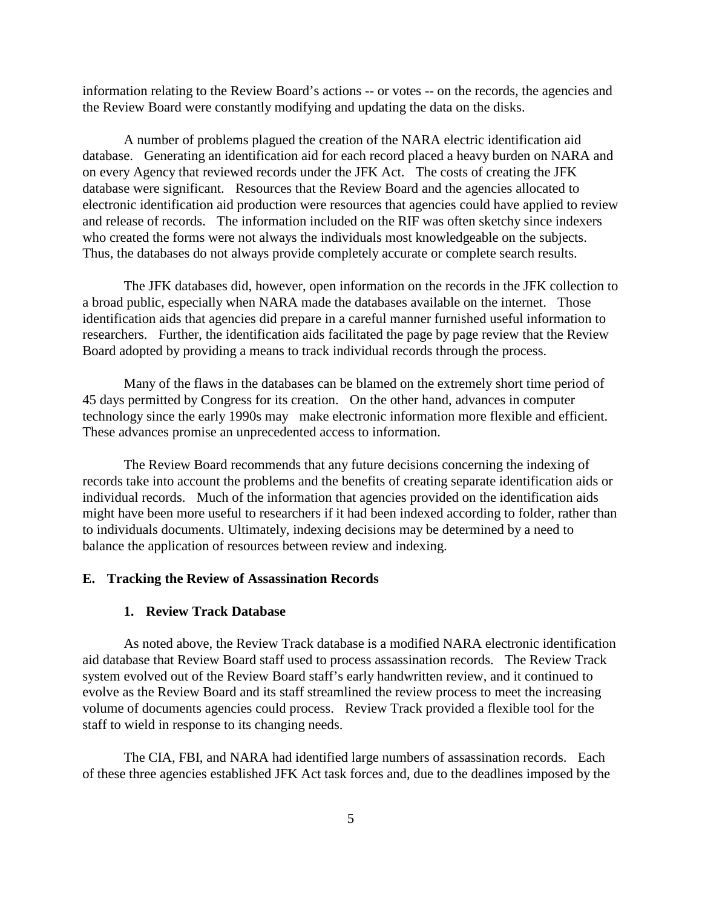information relating to the Review Board's actions -- or votes -- on the records, the agencies and the Review Board were constantly modifying and updating the data on the disks.

A number of problems plagued the creation of the NARA electric identification aid database. Generating an identification aid for each record placed a heavy burden on NARA and on every Agency that reviewed records under the JFK Act. The costs of creating the JFK database were significant. Resources that the Review Board and the agencies allocated to electronic identification aid production were resources that agencies could have applied to review and release of records. The information included on the RIF was often sketchy since indexers who created the forms were not always the individuals most knowledgeable on the subjects. Thus, the databases do not always provide completely accurate or complete search results.

The JFK databases did, however, open information on the records in the JFK collection to a broad public, especially when NARA made the databases available on the internet. Those identification aids that agencies did prepare in a careful manner furnished useful information to researchers. Further, the identification aids facilitated the page by page review that the Review Board adopted by providing a means to track individual records through the process.

Many of the flaws in the databases can be blamed on the extremely short time period of 45 days permitted by Congress for its creation. On the other hand, advances in computer technology since the early 1990s may make electronic information more flexible and efficient. These advances promise an unprecedented access to information.

The Review Board recommends that any future decisions concerning the indexing of records take into account the problems and the benefits of creating separate identification aids or individual records. Much of the information that agencies provided on the identification aids might have been more useful to researchers if it had been indexed according to folder, rather than to individuals documents. Ultimately, indexing decisions may be determined by a need to balance the application of resources between review and indexing.

## E. Tracking the Review of Assassination Records

### 1. Review Track Database

As noted above, the Review Track database is a modified NARA electronic identification aid database that Review Board staff used to process assassination records. The Review Track system evolved out of the Review Board staff's early handwritten review, and it continued to evolve as the Review Board and its staff streamlined the review process to meet the increasing volume of documents agencies could process. Review Track provided a flexible tool for the staff to wield in response to its changing needs.

The CIA, FBI, and NARA had identified large numbers of assassination records. Each of these three agencies established JFK Act task forces and, due to the deadlines imposed by the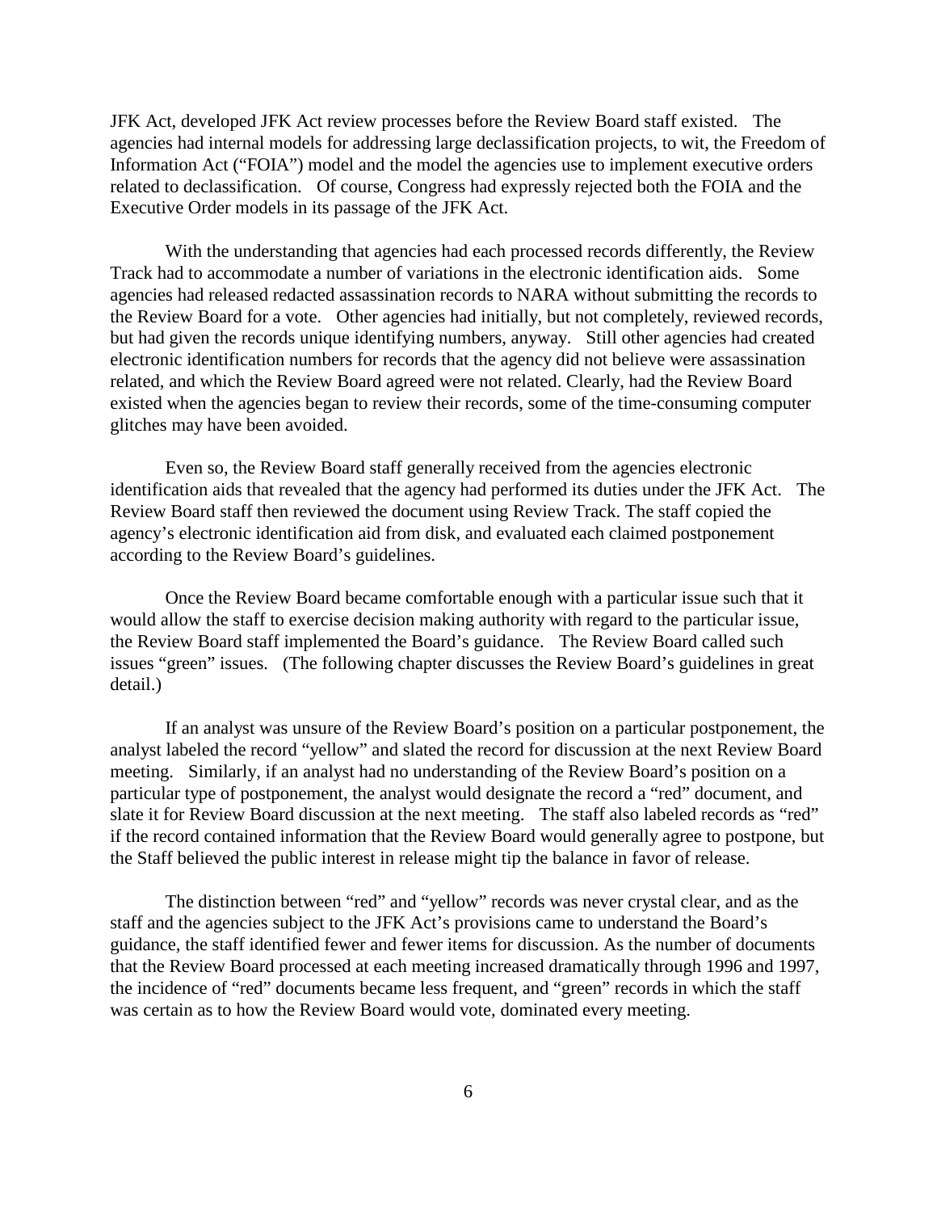JFK Act, developed JFK Act review processes before the Review Board staff existed. The agencies had internal models for addressing large declassification projects, to wit, the Freedom of Information Act ("FOIA") model and the model the agencies use to implement executive orders related to declassification. Of course, Congress had expressly rejected both the FOIA and the Executive Order models in its passage of the JFK Act.

With the understanding that agencies had each processed records differently, the Review Track had to accommodate a number of variations in the electronic identification aids. Some agencies had released redacted assassination records to NARA without submitting the records to the Review Board for a vote. Other agencies had initially, but not completely, reviewed records, but had given the records unique identifying numbers, anyway. Still other agencies had created electronic identification numbers for records that the agency did not believe were assassination related, and which the Review Board agreed were not related. Clearly, had the Review Board existed when the agencies began to review their records, some of the time-consuming computer glitches may have been avoided.

Even so, the Review Board staff generally received from the agencies electronic identification aids that revealed that the agency had performed its duties under the JFK Act. The Review Board staff then reviewed the document using Review Track. The staff copied the agency's electronic identification aid from disk, and evaluated each claimed postponement according to the Review Board's guidelines.

Once the Review Board became comfortable enough with a particular issue such that it would allow the staff to exercise decision making authority with regard to the particular issue, the Review Board staff implemented the Board's guidance. The Review Board called such issues "green" issues. (The following chapter discusses the Review Board's guidelines in great detail.)

If an analyst was unsure of the Review Board's position on a particular postponement, the analyst labeled the record "yellow" and slated the record for discussion at the next Review Board meeting. Similarly, if an analyst had no understanding of the Review Board's position on a particular type of postponement, the analyst would designate the record a "red" document, and slate it for Review Board discussion at the next meeting. The staff also labeled records as "red" if the record contained information that the Review Board would generally agree to postpone, but the Staff believed the public interest in release might tip the balance in favor of release.

The distinction between "red" and "yellow" records was never crystal clear, and as the staff and the agencies subject to the JFK Act's provisions came to understand the Board's guidance, the staff identified fewer and fewer items for discussion. As the number of documents that the Review Board processed at each meeting increased dramatically through 1996 and 1997, the incidence of "red" documents became less frequent, and "green" records in which the staff was certain as to how the Review Board would vote, dominated every meeting.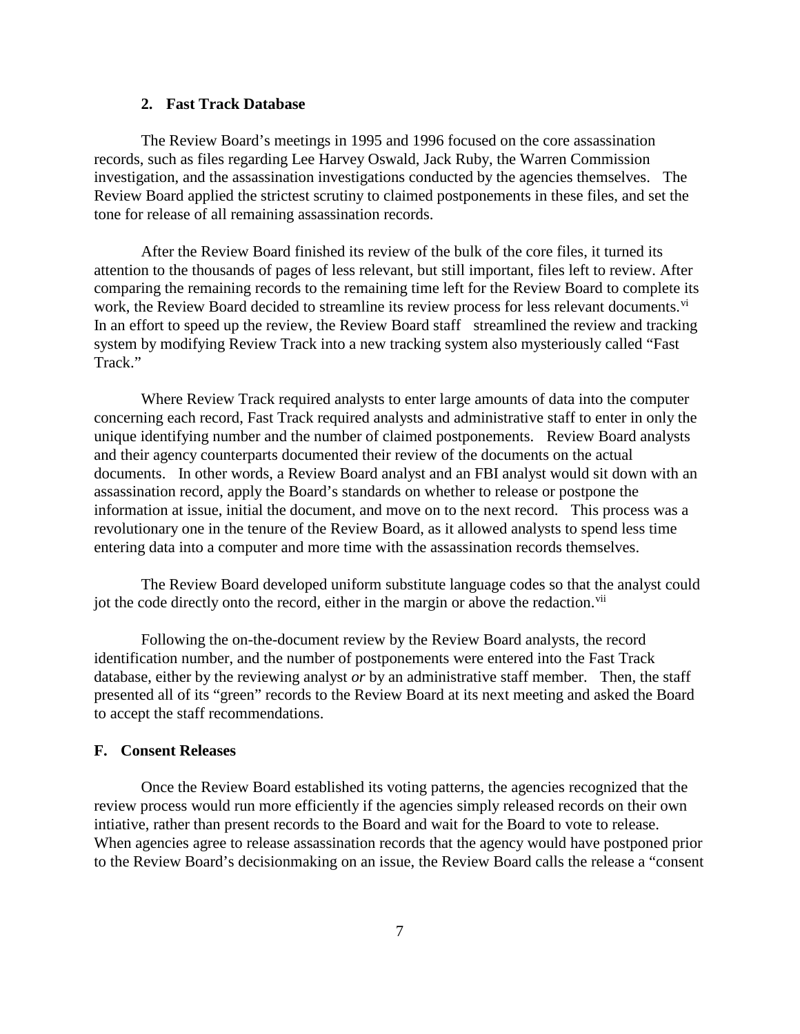### 2. Fast Track Database

The Review Board's meetings in 1995 and 1996 focused on the core assassination records, such as files regarding Lee Harvey Oswald, Jack Ruby, the Warren Commission investigation, and the assassination investigations conducted by the agencies themselves. The Review Board applied the strictest scrutiny to claimed postponements in these files, and set the tone for release of all remaining assassination records.

After the Review Board finished its review of the bulk of the core files, it turned its attention to the thousands of pages of less relevant, but still important, files left to review. After comparing the remaining records to the remaining time left for the Review Board to complete its work, the Review Board decided to streamline its review process for less relevant documents.[vi] In an effort to speed up the review, the Review Board staff streamlined the review and tracking system by modifying Review Track into a new tracking system also mysteriously called "Fast Track."

Where Review Track required analysts to enter large amounts of data into the computer concerning each record, Fast Track required analysts and administrative staff to enter in only the unique identifying number and the number of claimed postponements. Review Board analysts and their agency counterparts documented their review of the documents on the actual documents. In other words, a Review Board analyst and an FBI analyst would sit down with an assassination record, apply the Board's standards on whether to release or postpone the information at issue, initial the document, and move on to the next record. This process was a revolutionary one in the tenure of the Review Board, as it allowed analysts to spend less time entering data into a computer and more time with the assassination records themselves.

The Review Board developed uniform substitute language codes so that the analyst could jot the code directly onto the record, either in the margin or above the redaction.[vii]

Following the on-the-document review by the Review Board analysts, the record identification number, and the number of postponements were entered into the Fast Track database, either by the reviewing analyst *or* by an administrative staff member. Then, the staff presented all of its "green" records to the Review Board at its next meeting and asked the Board to accept the staff recommendations.

## F. Consent Releases

Once the Review Board established its voting patterns, the agencies recognized that the review process would run more efficiently if the agencies simply released records on their own intiative, rather than present records to the Board and wait for the Board to vote to release. When agencies agree to release assassination records that the agency would have postponed prior to the Review Board's decisionmaking on an issue, the Review Board calls the release a "consent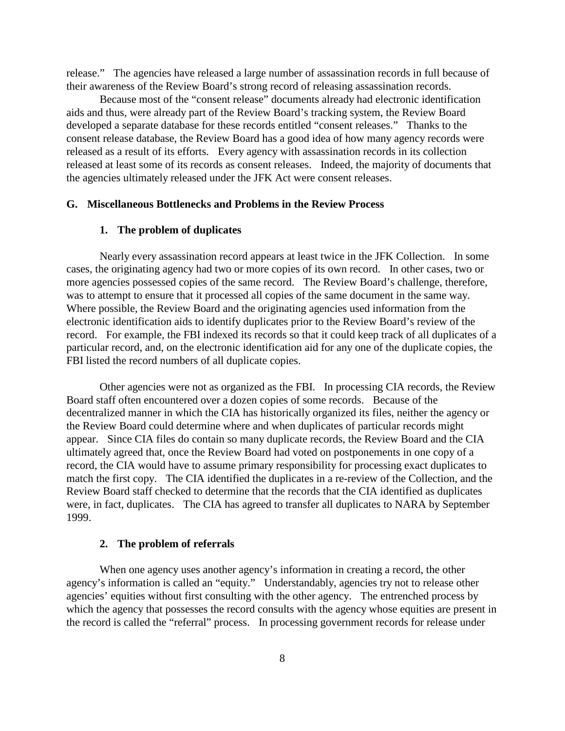release." The agencies have released a large number of assassination records in full because of their awareness of the Review Board's strong record of releasing assassination records.

Because most of the "consent release" documents already had electronic identification aids and thus, were already part of the Review Board's tracking system, the Review Board developed a separate database for these records entitled "consent releases." Thanks to the consent release database, the Review Board has a good idea of how many agency records were released as a result of its efforts. Every agency with assassination records in its collection released at least some of its records as consent releases. Indeed, the majority of documents that the agencies ultimately released under the JFK Act were consent releases.

### G. Miscellaneous Bottlenecks and Problems in the Review Process

#### 1. The problem of duplicates

Nearly every assassination record appears at least twice in the JFK Collection. In some cases, the originating agency had two or more copies of its own record. In other cases, two or more agencies possessed copies of the same record. The Review Board's challenge, therefore, was to attempt to ensure that it processed all copies of the same document in the same way. Where possible, the Review Board and the originating agencies used information from the electronic identification aids to identify duplicates prior to the Review Board's review of the record. For example, the FBI indexed its records so that it could keep track of all duplicates of a particular record, and, on the electronic identification aid for any one of the duplicate copies, the FBI listed the record numbers of all duplicate copies.

Other agencies were not as organized as the FBI. In processing CIA records, the Review Board staff often encountered over a dozen copies of some records. Because of the decentralized manner in which the CIA has historically organized its files, neither the agency or the Review Board could determine where and when duplicates of particular records might appear. Since CIA files do contain so many duplicate records, the Review Board and the CIA ultimately agreed that, once the Review Board had voted on postponements in one copy of a record, the CIA would have to assume primary responsibility for processing exact duplicates to match the first copy. The CIA identified the duplicates in a re-review of the Collection, and the Review Board staff checked to determine that the records that the CIA identified as duplicates were, in fact, duplicates. The CIA has agreed to transfer all duplicates to NARA by September 1999.

#### 2. The problem of referrals

When one agency uses another agency's information in creating a record, the other agency's information is called an "equity." Understandably, agencies try not to release other agencies' equities without first consulting with the other agency. The entrenched process by which the agency that possesses the record consults with the agency whose equities are present in the record is called the "referral" process. In processing government records for release under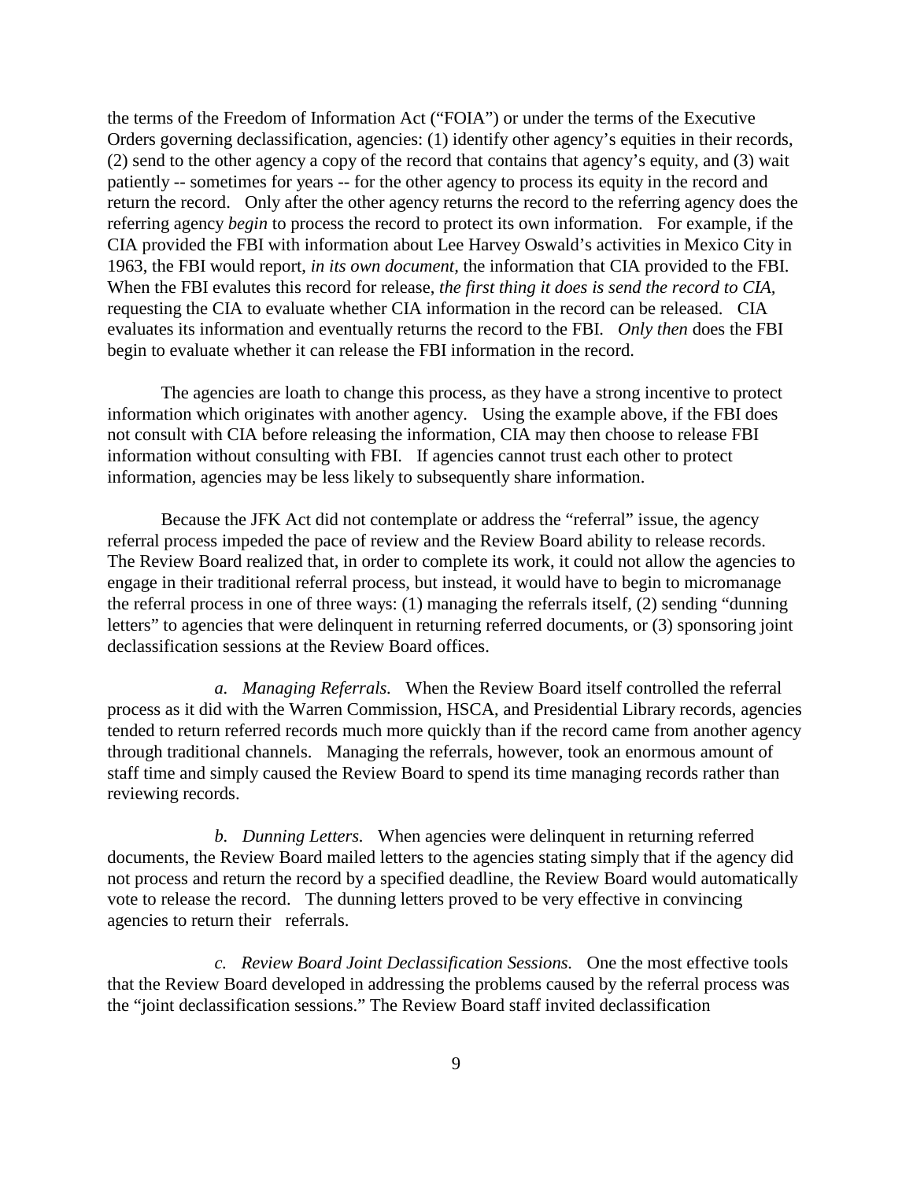the terms of the Freedom of Information Act ("FOIA") or under the terms of the Executive Orders governing declassification, agencies: (1) identify other agency's equities in their records, (2) send to the other agency a copy of the record that contains that agency's equity, and (3) wait patiently -- sometimes for years -- for the other agency to process its equity in the record and return the record. Only after the other agency returns the record to the referring agency does the referring agency *begin* to process the record to protect its own information. For example, if the CIA provided the FBI with information about Lee Harvey Oswald's activities in Mexico City in 1963, the FBI would report, *in its own document*, the information that CIA provided to the FBI. When the FBI evalutes this record for release, *the first thing it does is send the record to CIA*, requesting the CIA to evaluate whether CIA information in the record can be released. CIA evaluates its information and eventually returns the record to the FBI. *Only then* does the FBI begin to evaluate whether it can release the FBI information in the record.

The agencies are loath to change this process, as they have a strong incentive to protect information which originates with another agency. Using the example above, if the FBI does not consult with CIA before releasing the information, CIA may then choose to release FBI information without consulting with FBI. If agencies cannot trust each other to protect information, agencies may be less likely to subsequently share information.

Because the JFK Act did not contemplate or address the "referral" issue, the agency referral process impeded the pace of review and the Review Board ability to release records. The Review Board realized that, in order to complete its work, it could not allow the agencies to engage in their traditional referral process, but instead, it would have to begin to micromanage the referral process in one of three ways: (1) managing the referrals itself, (2) sending "dunning letters" to agencies that were delinquent in returning referred documents, or (3) sponsoring joint declassification sessions at the Review Board offices.

*a. Managing Referrals.* When the Review Board itself controlled the referral process as it did with the Warren Commission, HSCA, and Presidential Library records, agencies tended to return referred records much more quickly than if the record came from another agency through traditional channels. Managing the referrals, however, took an enormous amount of staff time and simply caused the Review Board to spend its time managing records rather than reviewing records.

*b. Dunning Letters.* When agencies were delinquent in returning referred documents, the Review Board mailed letters to the agencies stating simply that if the agency did not process and return the record by a specified deadline, the Review Board would automatically vote to release the record. The dunning letters proved to be very effective in convincing agencies to return their referrals.

*c. Review Board Joint Declassification Sessions.* One the most effective tools that the Review Board developed in addressing the problems caused by the referral process was the "joint declassification sessions." The Review Board staff invited declassification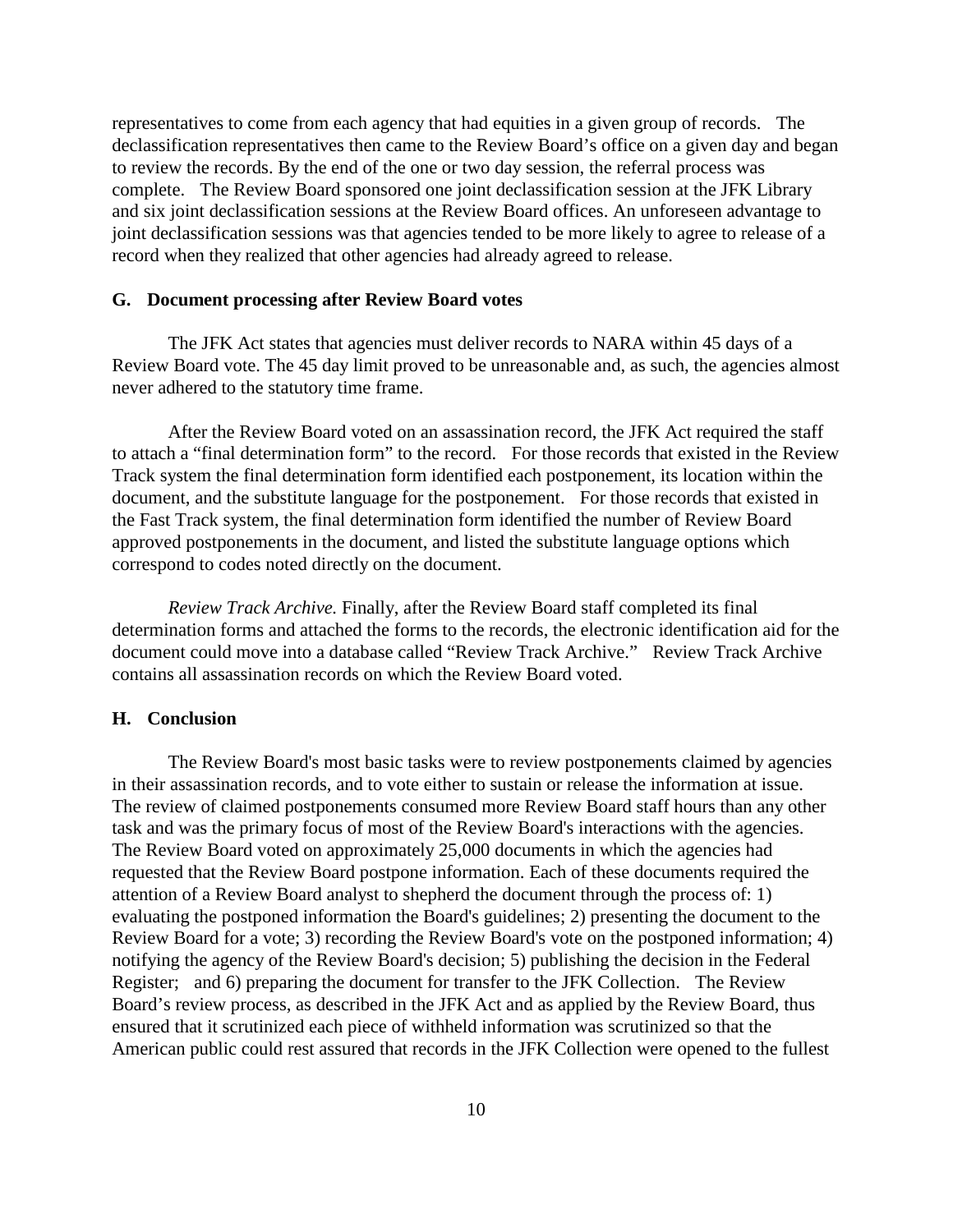representatives to come from each agency that had equities in a given group of records. The declassification representatives then came to the Review Board's office on a given day and began to review the records. By the end of the one or two day session, the referral process was complete. The Review Board sponsored one joint declassification session at the JFK Library and six joint declassification sessions at the Review Board offices. An unforeseen advantage to joint declassification sessions was that agencies tended to be more likely to agree to release of a record when they realized that other agencies had already agreed to release.

### G. Document processing after Review Board votes

The JFK Act states that agencies must deliver records to NARA within 45 days of a Review Board vote. The 45 day limit proved to be unreasonable and, as such, the agencies almost never adhered to the statutory time frame.

After the Review Board voted on an assassination record, the JFK Act required the staff to attach a "final determination form" to the record. For those records that existed in the Review Track system the final determination form identified each postponement, its location within the document, and the substitute language for the postponement. For those records that existed in the Fast Track system, the final determination form identified the number of Review Board approved postponements in the document, and listed the substitute language options which correspond to codes noted directly on the document.

*Review Track Archive.* Finally, after the Review Board staff completed its final determination forms and attached the forms to the records, the electronic identification aid for the document could move into a database called "Review Track Archive." Review Track Archive contains all assassination records on which the Review Board voted.

### H. Conclusion

The Review Board's most basic tasks were to review postponements claimed by agencies in their assassination records, and to vote either to sustain or release the information at issue. The review of claimed postponements consumed more Review Board staff hours than any other task and was the primary focus of most of the Review Board's interactions with the agencies. The Review Board voted on approximately 25,000 documents in which the agencies had requested that the Review Board postpone information. Each of these documents required the attention of a Review Board analyst to shepherd the document through the process of: 1) evaluating the postponed information the Board's guidelines; 2) presenting the document to the Review Board for a vote; 3) recording the Review Board's vote on the postponed information; 4) notifying the agency of the Review Board's decision; 5) publishing the decision in the Federal Register; and 6) preparing the document for transfer to the JFK Collection. The Review Board's review process, as described in the JFK Act and as applied by the Review Board, thus ensured that it scrutinized each piece of withheld information was scrutinized so that the American public could rest assured that records in the JFK Collection were opened to the fullest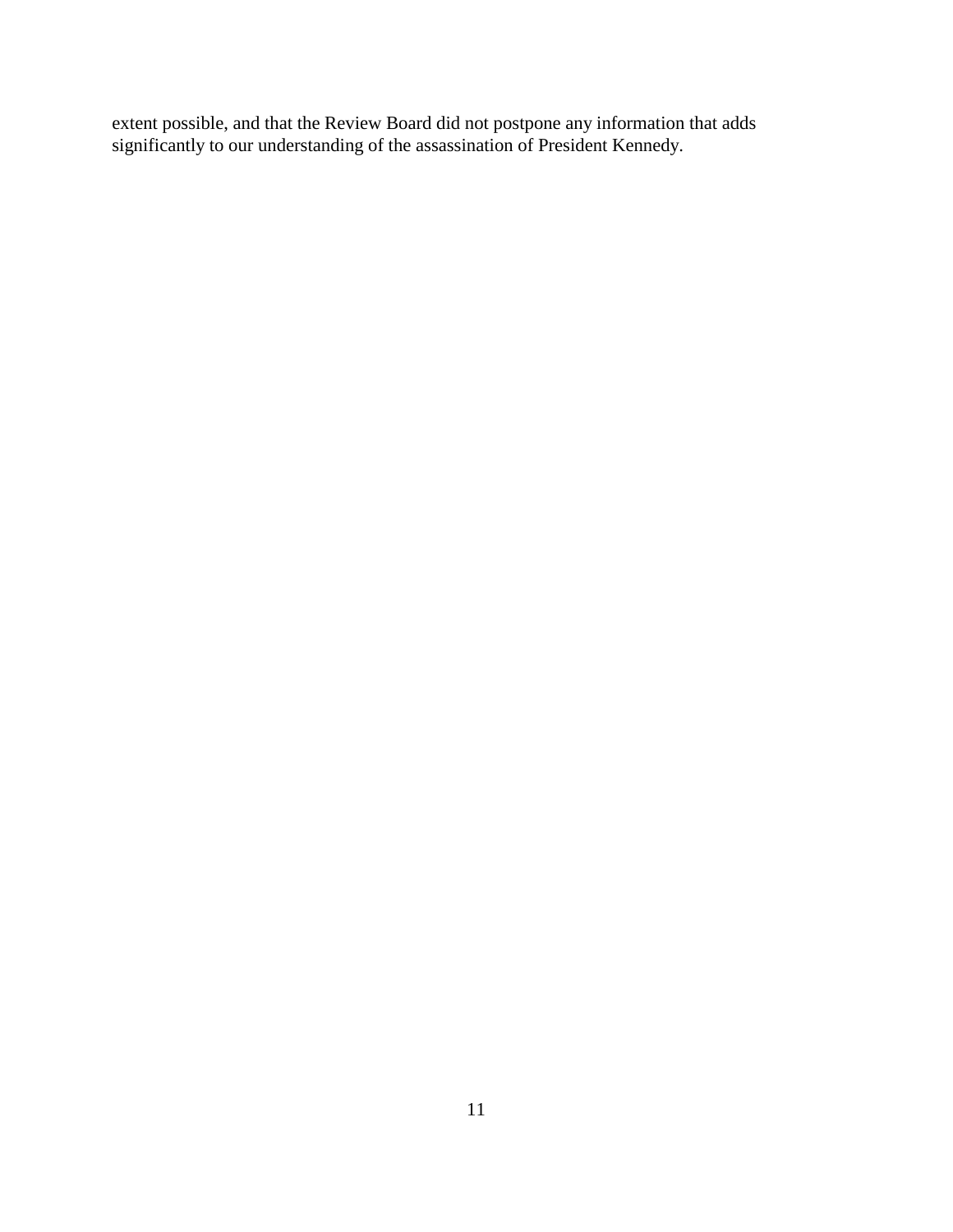extent possible, and that the Review Board did not postpone any information that adds significantly to our understanding of the assassination of President Kennedy.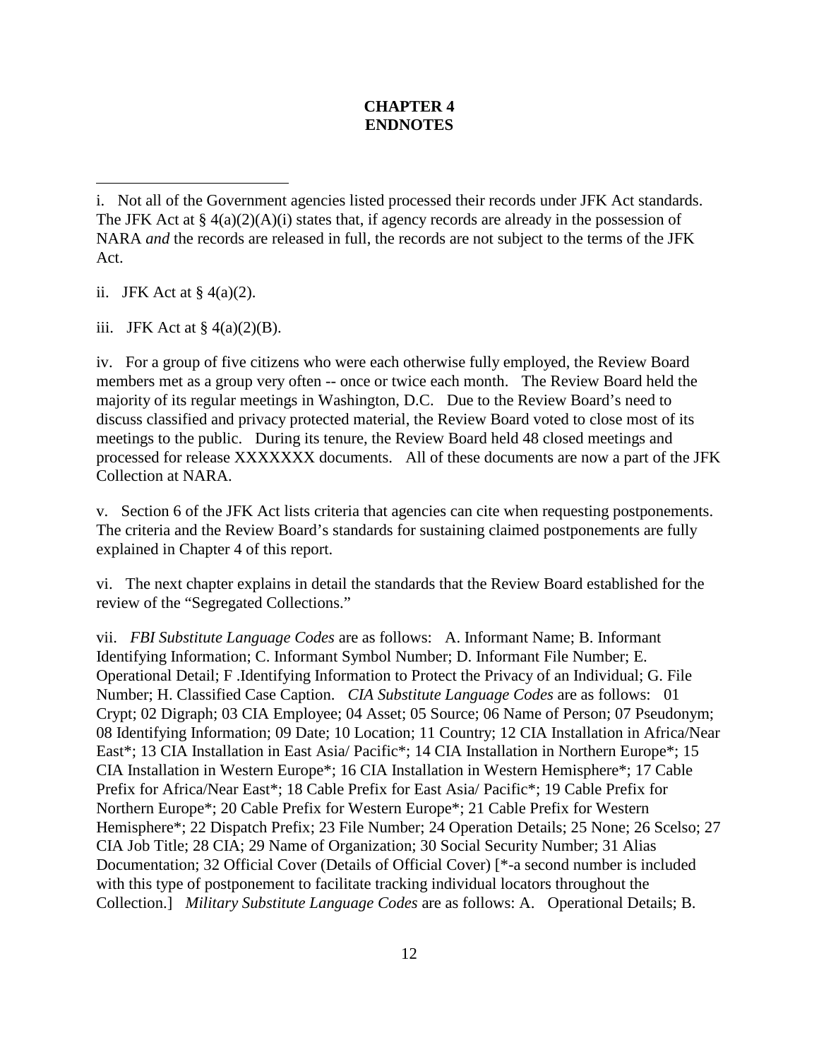# CHAPTER 4
# ENDNOTES

---

i. Not all of the Government agencies listed processed their records under JFK Act standards. The JFK Act at § 4(a)(2)(A)(i) states that, if agency records are already in the possession of NARA *and* the records are released in full, the records are not subject to the terms of the JFK Act.

ii. JFK Act at § 4(a)(2).

iii. JFK Act at § 4(a)(2)(B).

iv. For a group of five citizens who were each otherwise fully employed, the Review Board members met as a group very often -- once or twice each month. The Review Board held the majority of its regular meetings in Washington, D.C. Due to the Review Board's need to discuss classified and privacy protected material, the Review Board voted to close most of its meetings to the public. During its tenure, the Review Board held 48 closed meetings and processed for release XXXXXXX documents. All of these documents are now a part of the JFK Collection at NARA.

v. Section 6 of the JFK Act lists criteria that agencies can cite when requesting postponements. The criteria and the Review Board's standards for sustaining claimed postponements are fully explained in Chapter 4 of this report.

vi. The next chapter explains in detail the standards that the Review Board established for the review of the "Segregated Collections."

vii. *FBI Substitute Language Codes* are as follows: A. Informant Name; B. Informant Identifying Information; C. Informant Symbol Number; D. Informant File Number; E. Operational Detail; F .Identifying Information to Protect the Privacy of an Individual; G. File Number; H. Classified Case Caption. *CIA Substitute Language Codes* are as follows: 01 Crypt; 02 Digraph; 03 CIA Employee; 04 Asset; 05 Source; 06 Name of Person; 07 Pseudonym; 08 Identifying Information; 09 Date; 10 Location; 11 Country; 12 CIA Installation in Africa/Near East*; 13 CIA Installation in East Asia/ Pacific*; 14 CIA Installation in Northern Europe*; 15 CIA Installation in Western Europe*; 16 CIA Installation in Western Hemisphere*; 17 Cable Prefix for Africa/Near East*; 18 Cable Prefix for East Asia/ Pacific*; 19 Cable Prefix for Northern Europe*; 20 Cable Prefix for Western Europe*; 21 Cable Prefix for Western Hemisphere*; 22 Dispatch Prefix; 23 File Number; 24 Operation Details; 25 None; 26 Scelso; 27 CIA Job Title; 28 CIA; 29 Name of Organization; 30 Social Security Number; 31 Alias Documentation; 32 Official Cover (Details of Official Cover) [*-a second number is included with this type of postponement to facilitate tracking individual locators throughout the Collection.] *Military Substitute Language Codes* are as follows: A. Operational Details; B.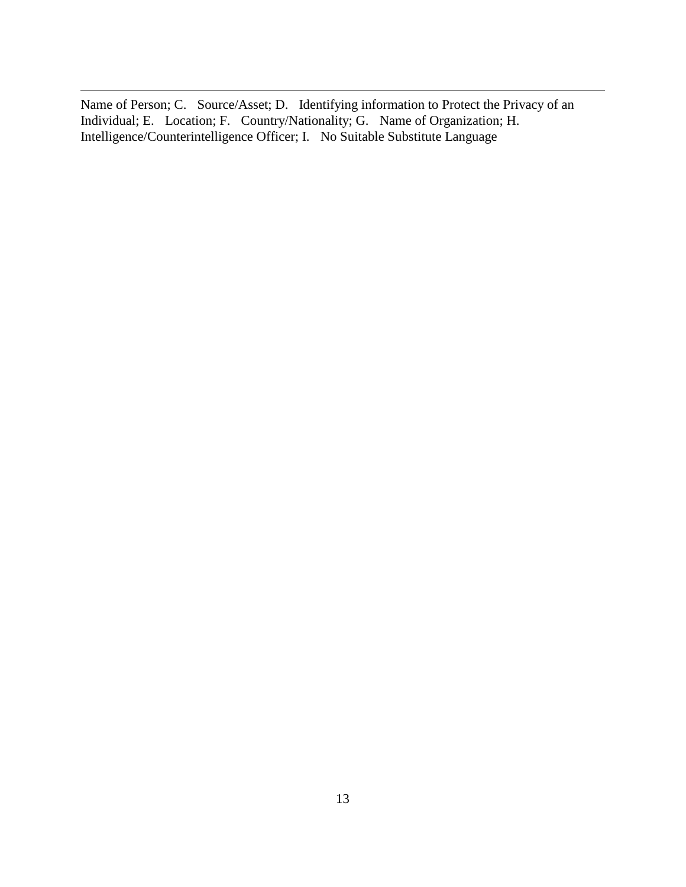Name of Person; C. Source/Asset; D. Identifying information to Protect the Privacy of an Individual; E. Location; F. Country/Nationality; G. Name of Organization; H. Intelligence/Counterintelligence Officer; I. No Suitable Substitute Language